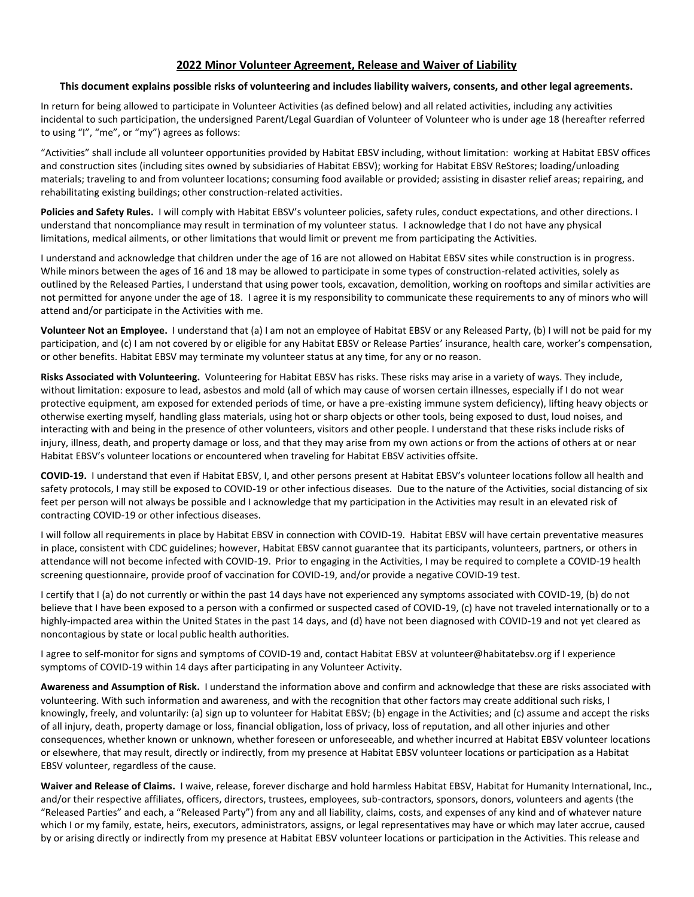## 2022 Minor Volunteer Agreement, Release and Waiver of Liability

**This document explains possible risks of volunteering and includes liability waivers, consents, and other legal agreements.**

In return for being allowed to participate in Volunteer Activities (as defined below) and all related activities, including any activities incidental to such participation, the undersigned Parent/Legal Guardian of Volunteer of Volunteer who is under age 18 (hereafter referred to using "I", "me", or "my") agrees as follows:

"Activities" shall include all volunteer opportunities provided by Habitat EBSV including, without limitation: working at Habitat EBSV offices and construction sites (including sites owned by subsidiaries of Habitat EBSV); working for Habitat EBSV ReStores; loading/unloading materials; traveling to and from volunteer locations; consuming food available or provided; assisting in disaster relief areas; repairing, and rehabilitating existing buildings; other construction-related activities.

**Policies and Safety Rules.** I will comply with Habitat EBSV's volunteer policies, safety rules, conduct expectations, and other directions. I understand that noncompliance may result in termination of my volunteer status. I acknowledge that I do not have any physical limitations, medical ailments, or other limitations that would limit or prevent me from participating the Activities.

I understand and acknowledge that children under the age of 16 are not allowed on Habitat EBSV sites while construction is in progress. While minors between the ages of 16 and 18 may be allowed to participate in some types of construction-related activities, solely as outlined by the Released Parties, I understand that using power tools, excavation, demolition, working on rooftops and similar activities are not permitted for anyone under the age of 18. I agree it is my responsibility to communicate these requirements to any of minors who will attend and/or participate in the Activities with me.

**Volunteer Not an Employee.** I understand that (a) I am not an employee of Habitat EBSV or any Released Party, (b) I will not be paid for my participation, and (c) I am not covered by or eligible for any Habitat EBSV or Release Parties' insurance, health care, worker's compensation, or other benefits. Habitat EBSV may terminate my volunteer status at any time, for any or no reason.

**Risks Associated with Volunteering.** Volunteering for Habitat EBSV has risks. These risks may arise in a variety of ways. They include, without limitation: exposure to lead, asbestos and mold (all of which may cause of worsen certain illnesses, especially if I do not wear protective equipment, am exposed for extended periods of time, or have a pre-existing immune system deficiency), lifting heavy objects or otherwise exerting myself, handling glass materials, using hot or sharp objects or other tools, being exposed to dust, loud noises, and interacting with and being in the presence of other volunteers, visitors and other people. I understand that these risks include risks of injury, illness, death, and property damage or loss, and that they may arise from my own actions or from the actions of others at or near Habitat EBSV's volunteer locations or encountered when traveling for Habitat EBSV activities offsite.

**COVID-19.** I understand that even if Habitat EBSV, I, and other persons present at Habitat EBSV's volunteer locations follow all health and safety protocols, I may still be exposed to COVID-19 or other infectious diseases. Due to the nature of the Activities, social distancing of six feet per person will not always be possible and I acknowledge that my participation in the Activities may result in an elevated risk of contracting COVID-19 or other infectious diseases.

I will follow all requirements in place by Habitat EBSV in connection with COVID-19. Habitat EBSV will have certain preventative measures in place, consistent with CDC guidelines; however, Habitat EBSV cannot guarantee that its participants, volunteers, partners, or others in attendance will not become infected with COVID-19. Prior to engaging in the Activities, I may be required to complete a COVID-19 health screening questionnaire, provide proof of vaccination for COVID-19, and/or provide a negative COVID-19 test.

I certify that I (a) do not currently or within the past 14 days have not experienced any symptoms associated with COVID-19, (b) do not believe that I have been exposed to a person with a confirmed or suspected cased of COVID-19, (c) have not traveled internationally or to a highly-impacted area within the United States in the past 14 days, and (d) have not been diagnosed with COVID-19 and not yet cleared as noncontagious by state or local public health authorities.

I agree to self-monitor for signs and symptoms of COVID-19 and, contact Habitat EBSV at volunteer@habitatebsv.org if I experience symptoms of COVID-19 within 14 days after participating in any Volunteer Activity.

**Awareness and Assumption of Risk.** I understand the information above and confirm and acknowledge that these are risks associated with volunteering. With such information and awareness, and with the recognition that other factors may create additional such risks, I knowingly, freely, and voluntarily: (a) sign up to volunteer for Habitat EBSV; (b) engage in the Activities; and (c) assume and accept the risks of all injury, death, property damage or loss, financial obligation, loss of privacy, loss of reputation, and all other injuries and other consequences, whether known or unknown, whether foreseen or unforeseeable, and whether incurred at Habitat EBSV volunteer locations or elsewhere, that may result, directly or indirectly, from my presence at Habitat EBSV volunteer locations or participation as a Habitat EBSV volunteer, regardless of the cause.

**Waiver and Release of Claims.** I waive, release, forever discharge and hold harmless Habitat EBSV, Habitat for Humanity International, Inc., and/or their respective affiliates, officers, directors, trustees, employees, sub-contractors, sponsors, donors, volunteers and agents (the "Released Parties" and each, a "Released Party") from any and all liability, claims, costs, and expenses of any kind and of whatever nature which I or my family, estate, heirs, executors, administrators, assigns, or legal representatives may have or which may later accrue, caused by or arising directly or indirectly from my presence at Habitat EBSV volunteer locations or participation in the Activities. This release and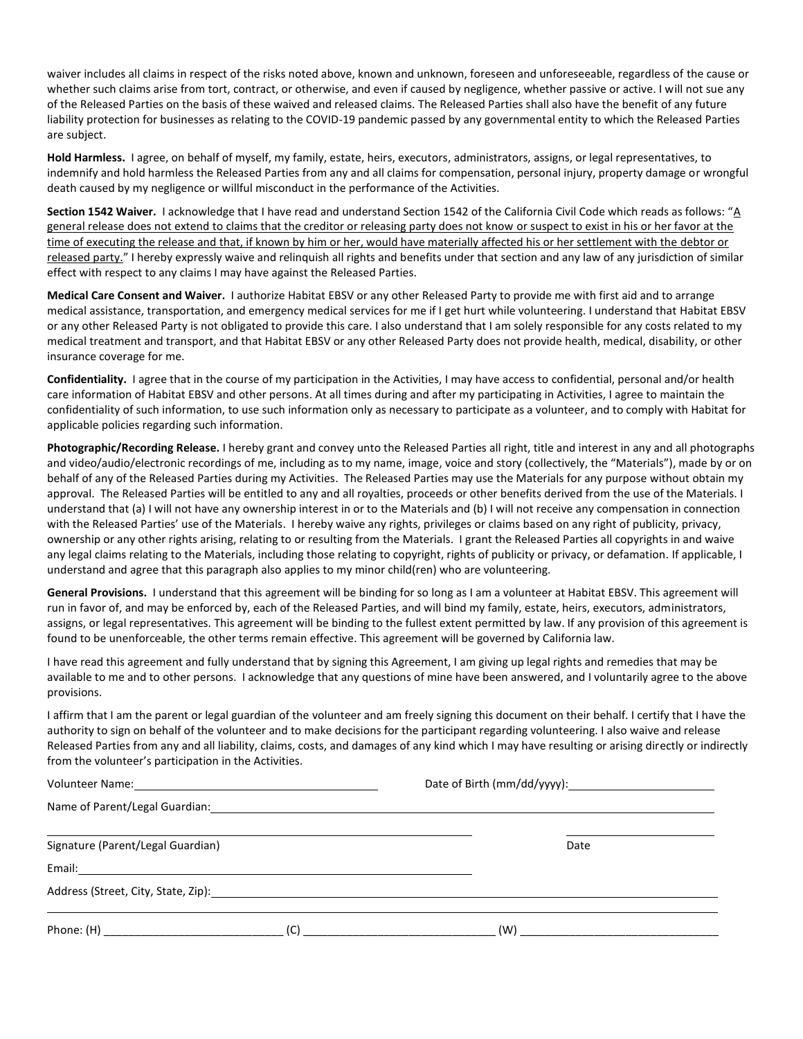waiver includes all claims in respect of the risks noted above, known and unknown, foreseen and unforeseeable, regardless of the cause or whether such claims arise from tort, contract, or otherwise, and even if caused by negligence, whether passive or active. I will not sue any of the Released Parties on the basis of these waived and released claims. The Released Parties shall also have the benefit of any future liability protection for businesses as relating to the COVID-19 pandemic passed by any governmental entity to which the Released Parties are subject.

**Hold Harmless.** I agree, on behalf of myself, my family, estate, heirs, executors, administrators, assigns, or legal representatives, to indemnify and hold harmless the Released Parties from any and all claims for compensation, personal injury, property damage or wrongful death caused by my negligence or willful misconduct in the performance of the Activities.

**Section 1542 Waiver.** I acknowledge that I have read and understand Section 1542 of the California Civil Code which reads as follows: "<u>A general release does not extend to claims that the creditor or releasing party does not know or suspect to exist in his or her favor at the time of executing the release and that, if known by him or her, would have materially affected his or her settlement with the debtor or released party.</u>" I hereby expressly waive and relinquish all rights and benefits under that section and any law of any jurisdiction of similar effect with respect to any claims I may have against the Released Parties.

**Medical Care Consent and Waiver.** I authorize Habitat EBSV or any other Released Party to provide me with first aid and to arrange medical assistance, transportation, and emergency medical services for me if I get hurt while volunteering. I understand that Habitat EBSV or any other Released Party is not obligated to provide this care. I also understand that I am solely responsible for any costs related to my medical treatment and transport, and that Habitat EBSV or any other Released Party does not provide health, medical, disability, or other insurance coverage for me.

**Confidentiality.** I agree that in the course of my participation in the Activities, I may have access to confidential, personal and/or health care information of Habitat EBSV and other persons. At all times during and after my participating in Activities, I agree to maintain the confidentiality of such information, to use such information only as necessary to participate as a volunteer, and to comply with Habitat for applicable policies regarding such information.

**Photographic/Recording Release.** I hereby grant and convey unto the Released Parties all right, title and interest in any and all photographs and video/audio/electronic recordings of me, including as to my name, image, voice and story (collectively, the "Materials"), made by or on behalf of any of the Released Parties during my Activities. The Released Parties may use the Materials for any purpose without obtain my approval. The Released Parties will be entitled to any and all royalties, proceeds or other benefits derived from the use of the Materials. I understand that (a) I will not have any ownership interest in or to the Materials and (b) I will not receive any compensation in connection with the Released Parties' use of the Materials. I hereby waive any rights, privileges or claims based on any right of publicity, privacy, ownership or any other rights arising, relating to or resulting from the Materials. I grant the Released Parties all copyrights in and waive any legal claims relating to the Materials, including those relating to copyright, rights of publicity or privacy, or defamation. If applicable, I understand and agree that this paragraph also applies to my minor child(ren) who are volunteering.

**General Provisions.** I understand that this agreement will be binding for so long as I am a volunteer at Habitat EBSV. This agreement will run in favor of, and may be enforced by, each of the Released Parties, and will bind my family, estate, heirs, executors, administrators, assigns, or legal representatives. This agreement will be binding to the fullest extent permitted by law. If any provision of this agreement is found to be unenforceable, the other terms remain effective. This agreement will be governed by California law.

I have read this agreement and fully understand that by signing this Agreement, I am giving up legal rights and remedies that may be available to me and to other persons. I acknowledge that any questions of mine have been answered, and I voluntarily agree to the above provisions.

I affirm that I am the parent or legal guardian of the volunteer and am freely signing this document on their behalf. I certify that I have the authority to sign on behalf of the volunteer and to make decisions for the participant regarding volunteering. I also waive and release Released Parties from any and all liability, claims, costs, and damages of any kind which I may have resulting or arising directly or indirectly from the volunteer's participation in the Activities.

Volunteer Name: ______________________________ Date of Birth (mm/dd/yyyy): ____________________

Name of Parent/Legal Guardian: ____________________________________________

______________________________________________ ____________________

Signature (Parent/Legal Guardian) Date

Email: ______________________________________________

Address (Street, City, State, Zip): ____________________________________________

______________________________________________________________________

Phone: (H) ____________________________ (C) ______________________________ (W) _______________________________